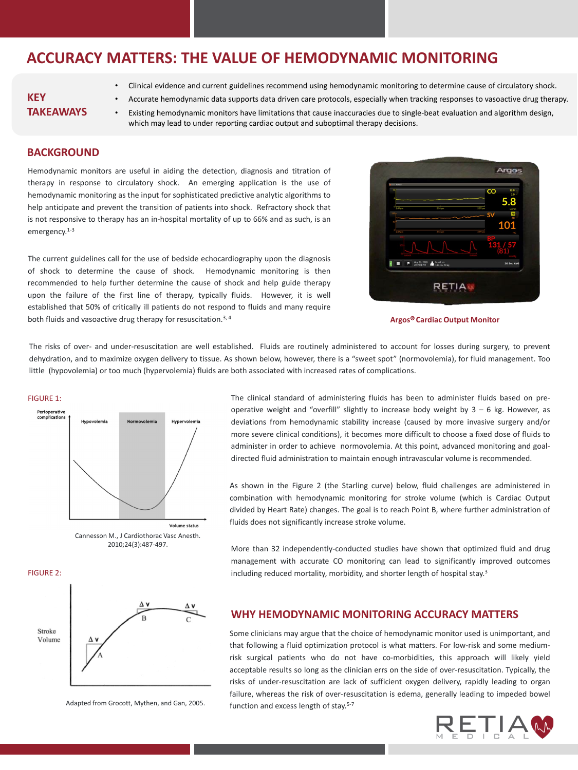# ACCURACY MATTERS: THE VALUE OF HEMODYNAMIC MONITORING

## KEY TAKEAWAYS

- Clinical evidence and current guidelines recommend using hemodynamic monitoring to determine cause of circulatory shock.
- Accurate hemodynamic data supports data driven care protocols, especially when tracking responses to vasoactive drug therapy.
- Existing hemodynamic monitors have limitations that cause inaccuracies due to single-beat evaluation and algorithm design, which may lead to under reporting cardiac output and suboptimal therapy decisions.

## BACKGROUND

Hemodynamic monitors are useful in aiding the detection, diagnosis and titration of therapy in response to circulatory shock. An emerging application is the use of hemodynamic monitoring as the input for sophisticated predictive analytic algorithms to help anticipate and prevent the transition of patients into shock. Refractory shock that is not responsive to therapy has an in-hospital mortality of up to 66% and as such, is an emergency.[1-3]

The current guidelines call for the use of bedside echocardiography upon the diagnosis of shock to determine the cause of shock. Hemodynamic monitoring is then recommended to help further determine the cause of shock and help guide therapy upon the failure of the first line of therapy, typically fluids. However, it is well established that 50% of critically ill patients do not respond to fluids and many require both fluids and vasoactive drug therapy for resuscitation.[3, 4]

CO 5.8
SV 101
BP 131 / 57 (81)
RETIA MEDICAL

Argos® Cardiac Output Monitor

The risks of over- and under-resuscitation are well established. Fluids are routinely administered to account for losses during surgery, to prevent dehydration, and to maximize oxygen delivery to tissue. As shown below, however, there is a "sweet spot" (normovolemia), for fluid management. Too little (hypovolemia) or too much (hypervolemia) fluids are both associated with increased rates of complications.

FIGURE 1:

Perioperative complications
Hypovolemia
Normovolemia
Hypervolemia
Volume status

Cannesson M., J Cardiothorac Vasc Anesth. 2010;24(3):487-497.

FIGURE 2:

Stroke Volume
Δ v
A
Δ v
B
Δ v
C

Adapted from Grocott, Mythen, and Gan, 2005.

The clinical standard of administering fluids has been to administer fluids based on pre-operative weight and "overfill" slightly to increase body weight by 3 – 6 kg. However, as deviations from hemodynamic stability increase (caused by more invasive surgery and/or more severe clinical conditions), it becomes more difficult to choose a fixed dose of fluids to administer in order to achieve normovolemia. At this point, advanced monitoring and goal-directed fluid administration to maintain enough intravascular volume is recommended.

As shown in the Figure 2 (the Starling curve) below, fluid challenges are administered in combination with hemodynamic monitoring for stroke volume (which is Cardiac Output divided by Heart Rate) changes. The goal is to reach Point B, where further administration of fluids does not significantly increase stroke volume.

More than 32 independently-conducted studies have shown that optimized fluid and drug management with accurate CO monitoring can lead to significantly improved outcomes including reduced mortality, morbidity, and shorter length of hospital stay.[3]

## WHY HEMODYNAMIC MONITORING ACCURACY MATTERS

Some clinicians may argue that the choice of hemodynamic monitor used is unimportant, and that following a fluid optimization protocol is what matters. For low-risk and some medium-risk surgical patients who do not have co-morbidities, this approach will likely yield acceptable results so long as the clinician errs on the side of over-resuscitation. Typically, the risks of under-resuscitation are lack of sufficient oxygen delivery, rapidly leading to organ failure, whereas the risk of over-resuscitation is edema, generally leading to impeded bowel function and excess length of stay.[5-7]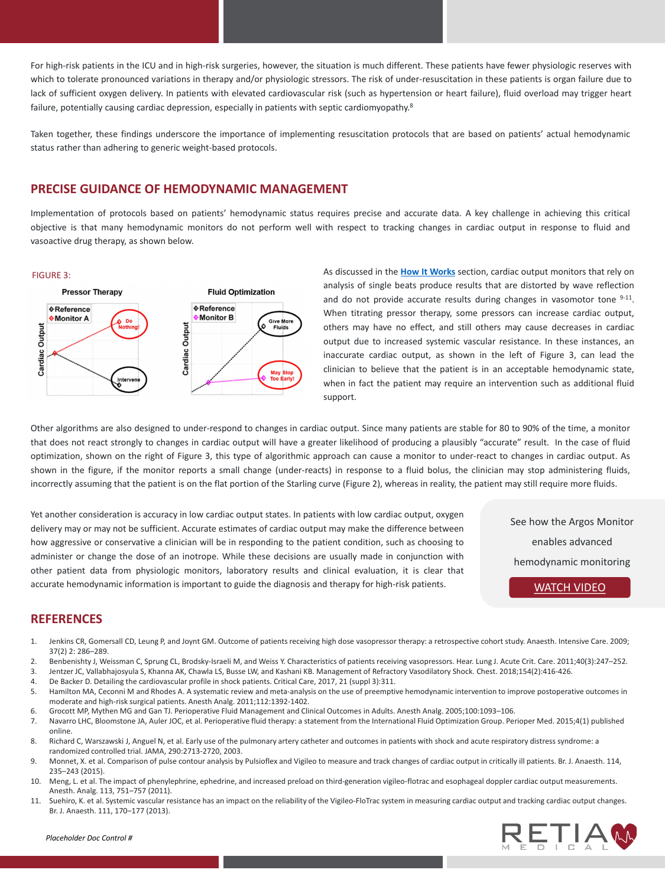For high-risk patients in the ICU and in high-risk surgeries, however, the situation is much different. These patients have fewer physiologic reserves with which to tolerate pronounced variations in therapy and/or physiologic stressors. The risk of under-resuscitation in these patients is organ failure due to lack of sufficient oxygen delivery. In patients with elevated cardiovascular risk (such as hypertension or heart failure), fluid overload may trigger heart failure, potentially causing cardiac depression, especially in patients with septic cardiomyopathy.[8]

Taken together, these findings underscore the importance of implementing resuscitation protocols that are based on patients' actual hemodynamic status rather than adhering to generic weight-based protocols.

## PRECISE GUIDANCE OF HEMODYNAMIC MANAGEMENT

Implementation of protocols based on patients' hemodynamic status requires precise and accurate data. A key challenge in achieving this critical objective is that many hemodynamic monitors do not perform well with respect to tracking changes in cardiac output in response to fluid and vasoactive drug therapy, as shown below.

FIGURE 3:

Pressor Therapy

Reference
Monitor A
Do Nothing!
Intervene
Cardiac Output

Fluid Optimization

Reference
Monitor B
Give More Fluids
May Stop Too Early!
Cardiac Output

As discussed in the **How It Works** section, cardiac output monitors that rely on analysis of single beats produce results that are distorted by wave reflection and do not provide accurate results during changes in vasomotor tone [9-11]. When titrating pressor therapy, some pressors can increase cardiac output, others may have no effect, and still others may cause decreases in cardiac output due to increased systemic vascular resistance. In these instances, an inaccurate cardiac output, as shown in the left of Figure 3, can lead the clinician to believe that the patient is in an acceptable hemodynamic state, when in fact the patient may require an intervention such as additional fluid support.

Other algorithms are also designed to under-respond to changes in cardiac output. Since many patients are stable for 80 to 90% of the time, a monitor that does not react strongly to changes in cardiac output will have a greater likelihood of producing a plausibly "accurate" result. In the case of fluid optimization, shown on the right of Figure 3, this type of algorithmic approach can cause a monitor to under-react to changes in cardiac output. As shown in the figure, if the monitor reports a small change (under-reacts) in response to a fluid bolus, the clinician may stop administering fluids, incorrectly assuming that the patient is on the flat portion of the Starling curve (Figure 2), whereas in reality, the patient may still require more fluids.

Yet another consideration is accuracy in low cardiac output states. In patients with low cardiac output, oxygen delivery may or may not be sufficient. Accurate estimates of cardiac output may make the difference between how aggressive or conservative a clinician will be in responding to the patient condition, such as choosing to administer or change the dose of an inotrope. While these decisions are usually made in conjunction with other patient data from physiologic monitors, laboratory results and clinical evaluation, it is clear that accurate hemodynamic information is important to guide the diagnosis and therapy for high-risk patients.

See how the Argos Monitor enables advanced hemodynamic monitoring

WATCH VIDEO

## REFERENCES

1. Jenkins CR, Gomersall CD, Leung P, and Joynt GM. Outcome of patients receiving high dose vasopressor therapy: a retrospective cohort study. Anaesth. Intensive Care. 2009; 37(2) 2: 286–289.
2. Benbenishty J, Weissman C, Sprung CL, Brodsky-Israeli M, and Weiss Y. Characteristics of patients receiving vasopressors. Hear. Lung J. Acute Crit. Care. 2011;40(3):247–252.
3. Jentzer JC, Vallabhajosyula S, Khanna AK, Chawla LS, Busse LW, and Kashani KB. Management of Refractory Vasodilatory Shock. Chest. 2018;154(2):416-426.
4. De Backer D. Detailing the cardiovascular profile in shock patients. Critical Care, 2017, 21 (suppl 3):311.
5. Hamilton MA, Ceconni M and Rhodes A. A systematic review and meta-analysis on the use of preemptive hemodynamic intervention to improve postoperative outcomes in moderate and high-risk surgical patients. Anesth Analg. 2011;112:1392-1402.
6. Grocott MP, Mythen MG and Gan TJ. Perioperative Fluid Management and Clinical Outcomes in Adults. Anesth Analg. 2005;100:1093–106.
7. Navarro LHC, Bloomstone JA, Auler JOC, et al. Perioperative fluid therapy: a statement from the International Fluid Optimization Group. Perioper Med. 2015;4(1) published online.
8. Richard C, Warszawski J, Anguel N, et al. Early use of the pulmonary artery catheter and outcomes in patients with shock and acute respiratory distress syndrome: a randomized controlled trial. JAMA, 290:2713-2720, 2003.
9. Monnet, X. et al. Comparison of pulse contour analysis by Pulsioflex and Vigileo to measure and track changes of cardiac output in critically ill patients. Br. J. Anaesth. 114, 235–243 (2015).
10. Meng, L. et al. The impact of phenylephrine, ephedrine, and increased preload on third-generation vigileo-flotrac and esophageal doppler cardiac output measurements. Anesth. Analg. 113, 751–757 (2011).
11. Suehiro, K. et al. Systemic vascular resistance has an impact on the reliability of the Vigileo-FloTrac system in measuring cardiac output and tracking cardiac output changes. Br. J. Anaesth. 111, 170–177 (2013).

*Placeholder Doc Control #*